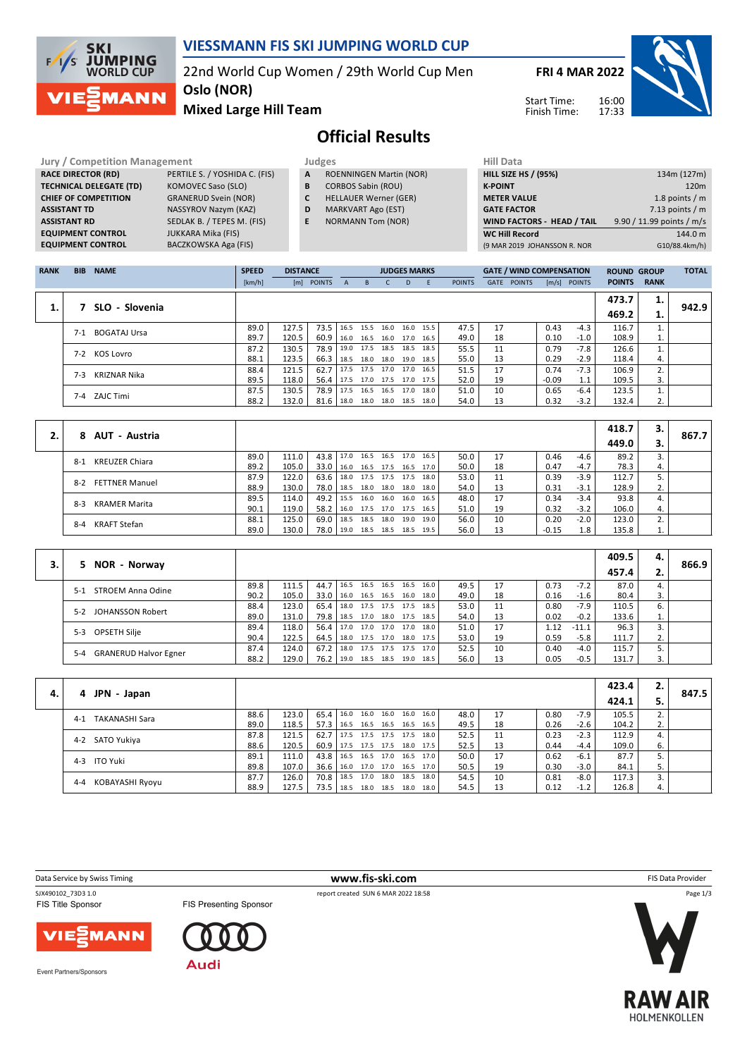# VIESSMANN FIS SKI JUMPING WORLD CUP

22nd World Cup Women / 29th World Cup Men

**FRI 4 MAR 2022**

Oslo (NOR)

**Mixed Large Hill Team**

Start Time: 16:00
Finish Time: 17:33

## Official Results

| Jury / Competition Management | |
|---|---|
| RACE DIRECTOR (RD) | PERTILE S. / YOSHIDA C. (FIS) |
| TECHNICAL DELEGATE (TD) | KOMOVEC Saso (SLO) |
| CHIEF OF COMPETITION | GRANERUD Svein (NOR) |
| ASSISTANT TD | NASSYROV Nazym (KAZ) |
| ASSISTANT RD | SEDLAK B. / TEPES M. (FIS) |
| EQUIPMENT CONTROL | JUKKARA Mika (FIS) |
| EQUIPMENT CONTROL | BACZKOWSKA Aga (FIS) |

| Judges | |
|---|---|
| A | ROENNINGEN Martin (NOR) |
| B | CORBOS Sabin (ROU) |
| C | HELLAUER Werner (GER) |
| D | MARKVART Ago (EST) |
| E | NORMANN Tom (NOR) |

| Hill Data | |
|---|---|
| HILL SIZE HS / (95%) | 134m (127m) |
| K-POINT | 120m |
| METER VALUE | 1.8 points / m |
| GATE FACTOR | 7.13 points / m |
| WIND FACTORS - HEAD / TAIL | 9.90 / 11.99 points / m/s |
| WC Hill Record | 144.0 m |
| (9 MAR 2019 JOHANSSON R. NOR | G10/88.4km/h) |

| RANK | BIB | NAME | SPEED [km/h] | DISTANCE [m] | DISTANCE POINTS | A | B | C | D | E | JUDGES POINTS | GATE | GATE POINTS | WIND [m/s] | WIND POINTS | ROUND POINTS | GROUP RANK | TOTAL |
|---|---|---|---|---|---|---|---|---|---|---|---|---|---|---|---|---|---|---|
| 1. | 7 | SLO - Slovenia | | | | | | | | | | | | | | 473.7 | 1. | 942.9 |
| | | | | | | | | | | | | | | | | 469.2 | 1. | |
| | 7-1 | BOGATAJ Ursa | 89.0 | 127.5 | 73.5 | 16.5 | 15.5 | 16.0 | 16.0 | 15.5 | 47.5 | 17 | | 0.43 | -4.3 | 116.7 | 1. | |
| | | | 89.7 | 120.5 | 60.9 | 16.0 | 16.5 | 16.0 | 17.0 | 16.5 | 49.0 | 18 | | 0.10 | -1.0 | 108.9 | 1. | |
| | 7-2 | KOS Lovro | 87.2 | 130.5 | 78.9 | 19.0 | 17.5 | 18.5 | 18.5 | 18.5 | 55.5 | 11 | | 0.79 | -7.8 | 126.6 | 1. | |
| | | | 88.1 | 123.5 | 66.3 | 18.5 | 18.0 | 18.0 | 19.0 | 18.5 | 55.0 | 13 | | 0.29 | -2.9 | 118.4 | 4. | |
| | 7-3 | KRIZNAR Nika | 88.4 | 121.5 | 62.7 | 17.5 | 17.5 | 17.0 | 17.0 | 16.5 | 51.5 | 17 | | 0.74 | -7.3 | 106.9 | 2. | |
| | | | 89.5 | 118.0 | 56.4 | 17.5 | 17.0 | 17.5 | 17.0 | 17.5 | 52.0 | 19 | | -0.09 | 1.1 | 109.5 | 3. | |
| | 7-4 | ZAJC Timi | 87.5 | 130.5 | 78.9 | 17.5 | 16.5 | 16.5 | 17.0 | 18.0 | 51.0 | 10 | | 0.65 | -6.4 | 123.5 | 1. | |
| | | | 88.2 | 132.0 | 81.6 | 18.0 | 18.0 | 18.0 | 18.5 | 18.0 | 54.0 | 13 | | 0.32 | -3.2 | 132.4 | 2. | |
| 2. | 8 | AUT - Austria | | | | | | | | | | | | | | 418.7 | 3. | 867.7 |
| | | | | | | | | | | | | | | | | 449.0 | 3. | |
| | 8-1 | KREUZER Chiara | 89.0 | 111.0 | 43.8 | 17.0 | 16.5 | 16.5 | 17.0 | 16.5 | 50.0 | 17 | | 0.46 | -4.6 | 89.2 | 3. | |
| | | | 89.2 | 105.0 | 33.0 | 16.0 | 16.5 | 17.5 | 16.5 | 17.0 | 50.0 | 18 | | 0.47 | -4.7 | 78.3 | 4. | |
| | 8-2 | FETTNER Manuel | 87.9 | 122.0 | 63.6 | 18.0 | 17.5 | 17.5 | 17.5 | 18.0 | 53.0 | 11 | | 0.39 | -3.9 | 112.7 | 5. | |
| | | | 88.9 | 130.0 | 78.0 | 18.5 | 18.0 | 18.0 | 18.0 | 18.0 | 54.0 | 13 | | 0.31 | -3.1 | 128.9 | 2. | |
| | 8-3 | KRAMER Marita | 89.5 | 114.0 | 49.2 | 15.5 | 16.0 | 16.0 | 16.0 | 16.5 | 48.0 | 17 | | 0.34 | -3.4 | 93.8 | 4. | |
| | | | 90.1 | 119.0 | 58.2 | 16.0 | 17.5 | 17.0 | 17.5 | 16.5 | 51.0 | 19 | | 0.32 | -3.2 | 106.0 | 4. | |
| | 8-4 | KRAFT Stefan | 88.1 | 125.0 | 69.0 | 18.5 | 18.5 | 18.0 | 19.0 | 19.0 | 56.0 | 10 | | 0.20 | -2.0 | 123.0 | 2. | |
| | | | 89.0 | 130.0 | 78.0 | 19.0 | 18.5 | 18.5 | 18.5 | 19.5 | 56.0 | 13 | | -0.15 | 1.8 | 135.8 | 1. | |
| 3. | 5 | NOR - Norway | | | | | | | | | | | | | | 409.5 | 4. | 866.9 |
| | | | | | | | | | | | | | | | | 457.4 | 2. | |
| | 5-1 | STROEM Anna Odine | 89.8 | 111.5 | 44.7 | 16.5 | 16.5 | 16.5 | 16.5 | 16.0 | 49.5 | 17 | | 0.73 | -7.2 | 87.0 | 4. | |
| | | | 90.2 | 105.0 | 33.0 | 16.0 | 16.5 | 16.5 | 16.0 | 18.0 | 49.0 | 18 | | 0.16 | -1.6 | 80.4 | 3. | |
| | 5-2 | JOHANSSON Robert | 88.4 | 123.0 | 65.4 | 18.0 | 17.5 | 17.5 | 17.5 | 18.5 | 53.0 | 11 | | 0.80 | -7.9 | 110.5 | 6. | |
| | | | 89.0 | 131.0 | 79.8 | 18.5 | 17.0 | 18.0 | 17.5 | 18.5 | 54.0 | 13 | | 0.02 | -0.2 | 133.6 | 1. | |
| | 5-3 | OPSETH Silje | 89.4 | 118.0 | 56.4 | 17.0 | 17.0 | 17.0 | 17.0 | 18.0 | 51.0 | 17 | | 1.12 | -11.1 | 96.3 | 3. | |
| | | | 90.4 | 122.5 | 64.5 | 18.0 | 17.5 | 17.0 | 18.0 | 17.5 | 53.0 | 19 | | 0.59 | -5.8 | 111.7 | 2. | |
| | 5-4 | GRANERUD Halvor Egner | 87.4 | 124.0 | 67.2 | 18.0 | 17.5 | 17.5 | 17.5 | 17.0 | 52.5 | 10 | | 0.40 | -4.0 | 115.7 | 5. | |
| | | | 88.2 | 129.0 | 76.2 | 19.0 | 18.5 | 18.5 | 19.0 | 18.5 | 56.0 | 13 | | 0.05 | -0.5 | 131.7 | 3. | |
| 4. | 4 | JPN - Japan | | | | | | | | | | | | | | 423.4 | 2. | 847.5 |
| | | | | | | | | | | | | | | | | 424.1 | 5. | |
| | 4-1 | TAKANASHI Sara | 88.6 | 123.0 | 65.4 | 16.0 | 16.0 | 16.0 | 16.0 | 16.0 | 48.0 | 17 | | 0.80 | -7.9 | 105.5 | 2. | |
| | | | 89.0 | 118.5 | 57.3 | 16.5 | 16.5 | 16.5 | 16.5 | 16.5 | 49.5 | 18 | | 0.26 | -2.6 | 104.2 | 2. | |
| | 4-2 | SATO Yukiya | 87.8 | 121.5 | 62.7 | 17.5 | 17.5 | 17.5 | 17.5 | 18.0 | 52.5 | 11 | | 0.23 | -2.3 | 112.9 | 4. | |
| | | | 88.6 | 120.5 | 60.9 | 17.5 | 17.5 | 17.5 | 18.0 | 17.5 | 52.5 | 13 | | 0.44 | -4.4 | 109.0 | 6. | |
| | 4-3 | ITO Yuki | 89.1 | 111.0 | 43.8 | 16.5 | 16.5 | 17.0 | 16.5 | 17.0 | 50.0 | 17 | | 0.62 | -6.1 | 87.7 | 5. | |
| | | | 89.8 | 107.0 | 36.6 | 16.0 | 17.0 | 17.0 | 16.5 | 17.0 | 50.5 | 19 | | 0.30 | -3.0 | 84.1 | 5. | |
| | 4-4 | KOBAYASHI Ryoyu | 87.7 | 126.0 | 70.8 | 18.5 | 17.0 | 18.0 | 18.5 | 18.0 | 54.5 | 10 | | 0.81 | -8.0 | 117.3 | 3. | |
| | | | 88.9 | 127.5 | 73.5 | 18.5 | 18.0 | 18.5 | 18.0 | 18.0 | 54.5 | 13 | | 0.12 | -1.2 | 126.8 | 4. | |

Data Service by Swiss Timing — www.fis-ski.com — FIS Data Provider

SJX490102_73D3 1.0 — report created SUN 6 MAR 2022 18:58

FIS Title Sponsor: VIESSMANN — FIS Presenting Sponsor: Audi

Event Partners/Sponsors: RAW AIR HOLMENKOLLEN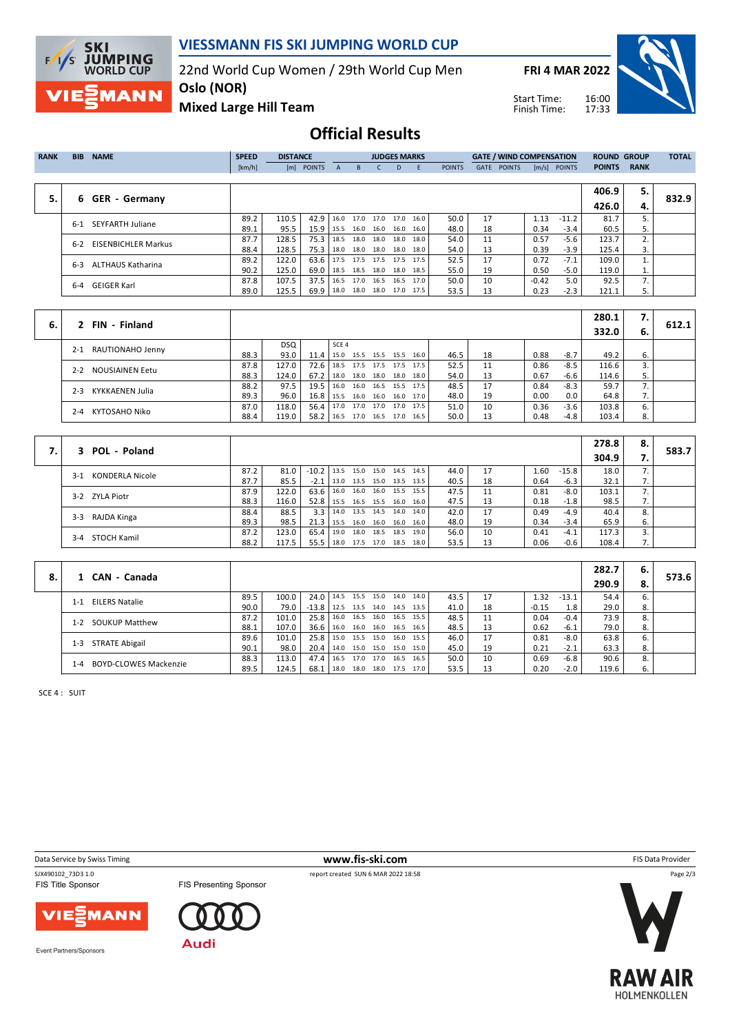# VIESSMANN FIS SKI JUMPING WORLD CUP

22nd World Cup Women / 29th World Cup Men

Oslo (NOR)

Mixed Large Hill Team

FRI 4 MAR 2022

Start Time: 16:00
Finish Time: 17:33

## Official Results

| RANK | BIB | NAME | SPEED [km/h] | DISTANCE [m] | DISTANCE POINTS | A | B | C | D | E | JUDGES POINTS | GATE | GATE POINTS | WIND [m/s] | WIND POINTS | ROUND POINTS | GROUP RANK | TOTAL |
|---|---|---|---|---|---|---|---|---|---|---|---|---|---|---|---|---|---|---|
| 5. | 6 | GER - Germany | | | | | | | | | | | | | | 406.9 / 426.0 | 5. / 4. | 832.9 |
| | 6-1 | SEYFARTH Juliane | 89.2 | 110.5 | 42.9 | 16.0 | 17.0 | 17.0 | 17.0 | 16.0 | 50.0 | 17 | | 1.13 | -11.2 | 81.7 | 5. | |
| | | | 89.1 | 95.5 | 15.9 | 15.5 | 16.0 | 16.0 | 16.0 | 16.0 | 48.0 | 18 | | 0.34 | -3.4 | 60.5 | 5. | |
| | 6-2 | EISENBICHLER Markus | 87.7 | 128.5 | 75.3 | 18.5 | 18.0 | 18.0 | 18.0 | 18.0 | 54.0 | 11 | | 0.57 | -5.6 | 123.7 | 2. | |
| | | | 88.4 | 128.5 | 75.3 | 18.0 | 18.0 | 18.0 | 18.0 | 18.0 | 54.0 | 13 | | 0.39 | -3.9 | 125.4 | 3. | |
| | 6-3 | ALTHAUS Katharina | 89.2 | 122.0 | 63.6 | 17.5 | 17.5 | 17.5 | 17.5 | 17.5 | 52.5 | 17 | | 0.72 | -7.1 | 109.0 | 1. | |
| | | | 90.2 | 125.0 | 69.0 | 18.5 | 18.5 | 18.0 | 18.0 | 18.5 | 55.0 | 19 | | 0.50 | -5.0 | 119.0 | 1. | |
| | 6-4 | GEIGER Karl | 87.8 | 107.5 | 37.5 | 16.5 | 17.0 | 16.5 | 16.5 | 17.0 | 50.0 | 10 | | -0.42 | 5.0 | 92.5 | 7. | |
| | | | 89.0 | 125.5 | 69.9 | 18.0 | 18.0 | 18.0 | 17.0 | 17.5 | 53.5 | 13 | | 0.23 | -2.3 | 121.1 | 5. | |
| 6. | 2 | FIN - Finland | | | | | | | | | | | | | | 280.1 / 332.0 | 7. / 6. | 612.1 |
| | 2-1 | RAUTIONAHO Jenny | | DSQ | | SCE 4 | | | | | | | | | | | | |
| | | | 88.3 | 93.0 | 11.4 | 15.0 | 15.5 | 15.5 | 15.5 | 16.0 | 46.5 | 18 | | 0.88 | -8.7 | 49.2 | 6. | |
| | 2-2 | NOUSIAINEN Eetu | 87.8 | 127.0 | 72.6 | 18.5 | 17.5 | 17.5 | 17.5 | 17.5 | 52.5 | 11 | | 0.86 | -8.5 | 116.6 | 3. | |
| | | | 88.3 | 124.0 | 67.2 | 18.0 | 18.0 | 18.0 | 18.0 | 18.0 | 54.0 | 13 | | 0.67 | -6.6 | 114.6 | 5. | |
| | 2-3 | KYKKAENEN Julia | 88.2 | 97.5 | 19.5 | 16.0 | 16.0 | 16.5 | 15.5 | 17.5 | 48.5 | 17 | | 0.84 | -8.3 | 59.7 | 7. | |
| | | | 89.3 | 96.0 | 16.8 | 15.5 | 16.0 | 16.0 | 16.0 | 17.0 | 48.0 | 19 | | 0.00 | 0.0 | 64.8 | 7. | |
| | 2-4 | KYTOSAHO Niko | 87.0 | 118.0 | 56.4 | 17.0 | 17.0 | 17.0 | 17.0 | 17.5 | 51.0 | 10 | | 0.36 | -3.6 | 103.8 | 6. | |
| | | | 88.4 | 119.0 | 58.2 | 16.5 | 17.0 | 16.5 | 17.0 | 16.5 | 50.0 | 13 | | 0.48 | -4.8 | 103.4 | 8. | |
| 7. | 3 | POL - Poland | | | | | | | | | | | | | | 278.8 / 304.9 | 8. / 7. | 583.7 |
| | 3-1 | KONDERLA Nicole | 87.2 | 81.0 | -10.2 | 13.5 | 15.0 | 15.0 | 14.5 | 14.5 | 44.0 | 17 | | 1.60 | -15.8 | 18.0 | 7. | |
| | | | 87.7 | 85.5 | -2.1 | 13.0 | 13.5 | 15.0 | 13.5 | 13.5 | 40.5 | 18 | | 0.64 | -6.3 | 32.1 | 7. | |
| | 3-2 | ZYLA Piotr | 87.9 | 122.0 | 63.6 | 16.0 | 16.0 | 16.0 | 15.5 | 15.5 | 47.5 | 11 | | 0.81 | -8.0 | 103.1 | 7. | |
| | | | 88.3 | 116.0 | 52.8 | 15.5 | 16.5 | 15.5 | 16.0 | 16.0 | 47.5 | 13 | | 0.18 | -1.8 | 98.5 | 7. | |
| | 3-3 | RAJDA Kinga | 88.4 | 88.5 | 3.3 | 14.0 | 13.5 | 14.5 | 14.0 | 14.0 | 42.0 | 17 | | 0.49 | -4.9 | 40.4 | 8. | |
| | | | 89.3 | 98.5 | 21.3 | 15.5 | 16.0 | 16.0 | 16.0 | 16.0 | 48.0 | 19 | | 0.34 | -3.4 | 65.9 | 6. | |
| | 3-4 | STOCH Kamil | 87.2 | 123.0 | 65.4 | 19.0 | 18.0 | 18.5 | 18.5 | 19.0 | 56.0 | 10 | | 0.41 | -4.1 | 117.3 | 3. | |
| | | | 88.2 | 117.5 | 55.5 | 18.0 | 17.5 | 17.0 | 18.5 | 18.0 | 53.5 | 13 | | 0.06 | -0.6 | 108.4 | 7. | |
| 8. | 1 | CAN - Canada | | | | | | | | | | | | | | 282.7 / 290.9 | 6. / 8. | 573.6 |
| | 1-1 | EILERS Natalie | 89.5 | 100.0 | 24.0 | 14.5 | 15.5 | 15.0 | 14.0 | 14.0 | 43.5 | 17 | | 1.32 | -13.1 | 54.4 | 6. | |
| | | | 90.0 | 79.0 | -13.8 | 12.5 | 13.5 | 14.0 | 14.5 | 13.5 | 41.0 | 18 | | -0.15 | 1.8 | 29.0 | 8. | |
| | 1-2 | SOUKUP Matthew | 87.2 | 101.0 | 25.8 | 16.0 | 16.5 | 16.0 | 16.5 | 15.5 | 48.5 | 11 | | 0.04 | -0.4 | 73.9 | 8. | |
| | | | 88.1 | 107.0 | 36.6 | 16.0 | 16.0 | 16.0 | 16.5 | 16.5 | 48.5 | 13 | | 0.62 | -6.1 | 79.0 | 8. | |
| | 1-3 | STRATE Abigail | 89.6 | 101.0 | 25.8 | 15.0 | 15.5 | 15.0 | 16.0 | 15.5 | 46.0 | 17 | | 0.81 | -8.0 | 63.8 | 6. | |
| | | | 90.1 | 98.0 | 20.4 | 14.0 | 15.0 | 15.0 | 15.0 | 15.0 | 45.0 | 19 | | 0.21 | -2.1 | 63.3 | 8. | |
| | 1-4 | BOYD-CLOWES Mackenzie | 88.3 | 113.0 | 47.4 | 16.5 | 17.0 | 17.0 | 16.5 | 16.5 | 50.0 | 10 | | 0.69 | -6.8 | 90.6 | 8. | |
| | | | 89.5 | 124.5 | 68.1 | 18.0 | 18.0 | 18.0 | 17.5 | 17.0 | 53.5 | 13 | | 0.20 | -2.0 | 119.6 | 6. | |

SCE 4 : SUIT

Data Service by Swiss Timing — www.fis-ski.com — FIS Data Provider

SJX490102_73D3 1.0 — report created SUN 6 MAR 2022 18:58

FIS Title Sponsor: VIESSMANN — FIS Presenting Sponsor: Audi

Event Partners/Sponsors: RAW AIR HOLMENKOLLEN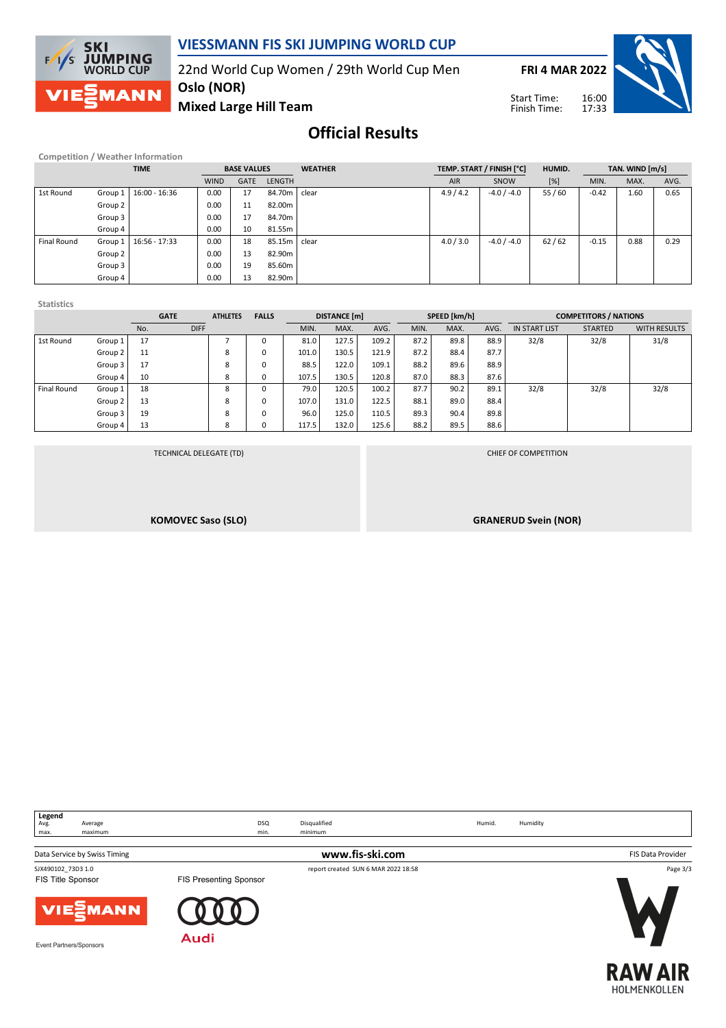# VIESSMANN FIS SKI JUMPING WORLD CUP

22nd World Cup Women / 29th World Cup Men

**Oslo (NOR)**

**Mixed Large Hill Team**

**FRI 4 MAR 2022**

Start Time: 16:00
Finish Time: 17:33

## Official Results

Competition / Weather Information

| | | TIME | BASE VALUES | | | WEATHER | TEMP. START / FINISH [°C] | | HUMID. | TAN. WIND [m/s] | | |
|---|---|---|---|---|---|---|---|---|---|---|---|---|
| | | | WIND | GATE | LENGTH | | AIR | SNOW | [%] | MIN. | MAX. | AVG. |
| 1st Round | Group 1 | 16:00 - 16:36 | 0.00 | 17 | 84.70m | clear | 4.9 / 4.2 | -4.0 / -4.0 | 55 / 60 | -0.42 | 1.60 | 0.65 |
| | Group 2 | | 0.00 | 11 | 82.00m | | | | | | | |
| | Group 3 | | 0.00 | 17 | 84.70m | | | | | | | |
| | Group 4 | | 0.00 | 10 | 81.55m | | | | | | | |
| Final Round | Group 1 | 16:56 - 17:33 | 0.00 | 18 | 85.15m | clear | 4.0 / 3.0 | -4.0 / -4.0 | 62 / 62 | -0.15 | 0.88 | 0.29 |
| | Group 2 | | 0.00 | 13 | 82.90m | | | | | | | |
| | Group 3 | | 0.00 | 19 | 85.60m | | | | | | | |
| | Group 4 | | 0.00 | 13 | 82.90m | | | | | | | |

Statistics

| | | GATE | | ATHLETES | FALLS | DISTANCE [m] | | | SPEED [km/h] | | | COMPETITORS / NATIONS | | |
|---|---|---|---|---|---|---|---|---|---|---|---|---|---|---|
| | | No. | DIFF | | | MIN. | MAX. | AVG. | MIN. | MAX. | AVG. | IN START LIST | STARTED | WITH RESULTS |
| 1st Round | Group 1 | 17 | | 7 | 0 | 81.0 | 127.5 | 109.2 | 87.2 | 89.8 | 88.9 | 32/8 | 32/8 | 31/8 |
| | Group 2 | 11 | | 8 | 0 | 101.0 | 130.5 | 121.9 | 87.2 | 88.4 | 87.7 | | | |
| | Group 3 | 17 | | 8 | 0 | 88.5 | 122.0 | 109.1 | 88.2 | 89.6 | 88.9 | | | |
| | Group 4 | 10 | | 8 | 0 | 107.5 | 130.5 | 120.8 | 87.0 | 88.3 | 87.6 | | | |
| Final Round | Group 1 | 18 | | 8 | 0 | 79.0 | 120.5 | 100.2 | 87.7 | 90.2 | 89.1 | 32/8 | 32/8 | 32/8 |
| | Group 2 | 13 | | 8 | 0 | 107.0 | 131.0 | 122.5 | 88.1 | 89.0 | 88.4 | | | |
| | Group 3 | 19 | | 8 | 0 | 96.0 | 125.0 | 110.5 | 89.3 | 90.4 | 89.8 | | | |
| | Group 4 | 13 | | 8 | 0 | 117.5 | 132.0 | 125.6 | 88.2 | 89.5 | 88.6 | | | |

TECHNICAL DELEGATE (TD)

**KOMOVEC Saso (SLO)**

CHIEF OF COMPETITION

**GRANERUD Svein (NOR)**

**Legend**

| | | | | | |
|---|---|---|---|---|---|
| Avg. | Average | DSQ | Disqualified | Humid. | Humidity |
| max. | maximum | min. | minimum | | |

Data Service by Swiss Timing — www.fis-ski.com — FIS Data Provider

SJX490102_73D3 1.0 — report created SUN 6 MAR 2022 18:58

FIS Title Sponsor — FIS Presenting Sponsor

Event Partners/Sponsors